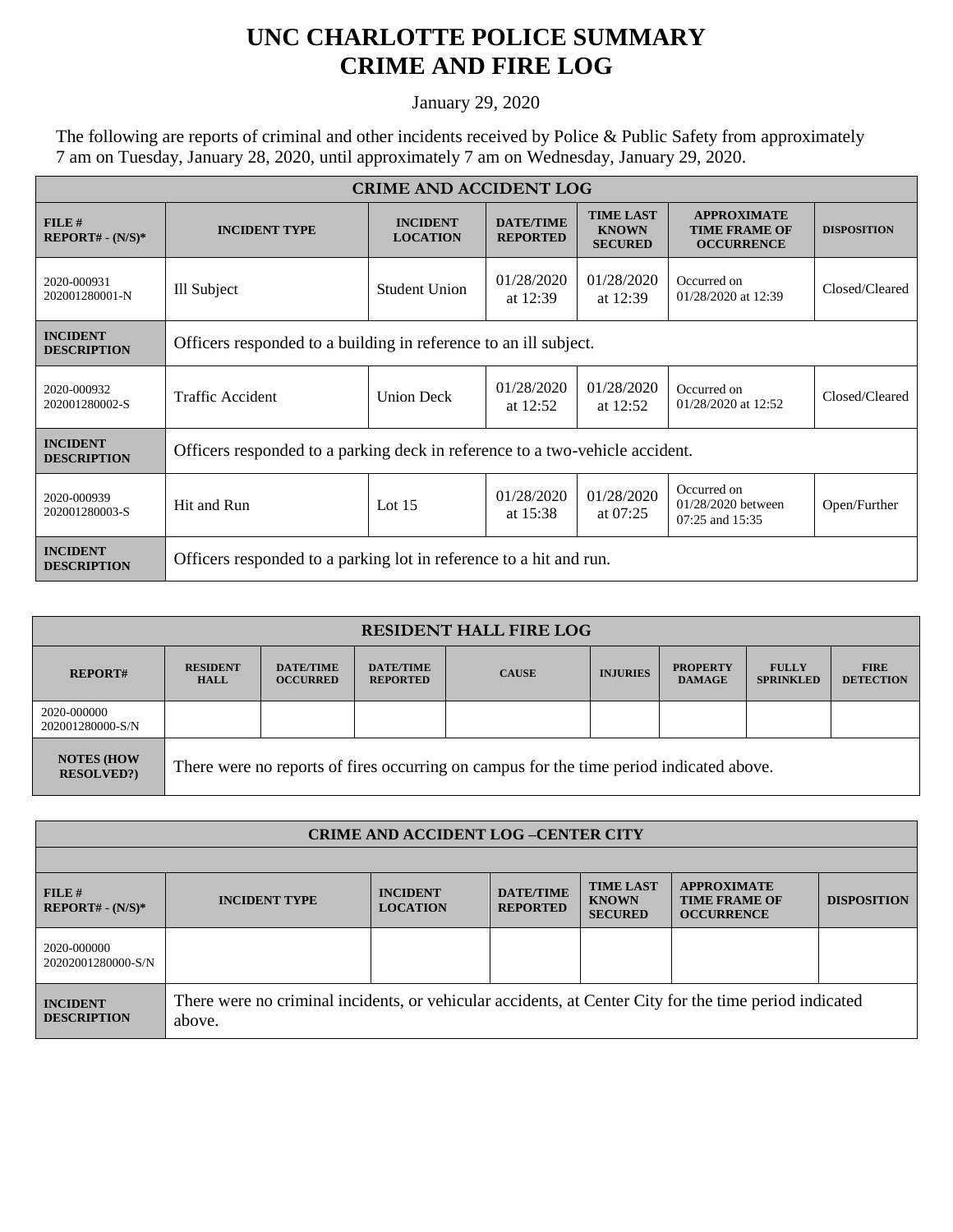# UNC CHARLOTTE POLICE SUMMARY
# CRIME AND FIRE LOG

January 29, 2020

The following are reports of criminal and other incidents received by Police & Public Safety from approximately 7 am on Tuesday, January 28, 2020, until approximately 7 am on Wednesday, January 29, 2020.

| CRIME AND ACCIDENT LOG | | | | | | |
|---|---|---|---|---|---|---|
| **FILE # REPORT# - (N/S)*** | **INCIDENT TYPE** | **INCIDENT LOCATION** | **DATE/TIME REPORTED** | **TIME LAST KNOWN SECURED** | **APPROXIMATE TIME FRAME OF OCCURRENCE** | **DISPOSITION** |
| 2020-000931 202001280001-N | Ill Subject | Student Union | 01/28/2020 at 12:39 | 01/28/2020 at 12:39 | Occurred on 01/28/2020 at 12:39 | Closed/Cleared |
| **INCIDENT DESCRIPTION** | Officers responded to a building in reference to an ill subject. | | | | | |
| 2020-000932 202001280002-S | Traffic Accident | Union Deck | 01/28/2020 at 12:52 | 01/28/2020 at 12:52 | Occurred on 01/28/2020 at 12:52 | Closed/Cleared |
| **INCIDENT DESCRIPTION** | Officers responded to a parking deck in reference to a two-vehicle accident. | | | | | |
| 2020-000939 202001280003-S | Hit and Run | Lot 15 | 01/28/2020 at 15:38 | 01/28/2020 at 07:25 | Occurred on 01/28/2020 between 07:25 and 15:35 | Open/Further |
| **INCIDENT DESCRIPTION** | Officers responded to a parking lot in reference to a hit and run. | | | | | |

| RESIDENT HALL FIRE LOG | | | | | | | | |
|---|---|---|---|---|---|---|---|---|
| **REPORT#** | **RESIDENT HALL** | **DATE/TIME OCCURRED** | **DATE/TIME REPORTED** | **CAUSE** | **INJURIES** | **PROPERTY DAMAGE** | **FULLY SPRINKLED** | **FIRE DETECTION** |
| 2020-000000 202001280000-S/N | | | | | | | | |
| **NOTES (HOW RESOLVED?)** | There were no reports of fires occurring on campus for the time period indicated above. | | | | | | | |

| CRIME AND ACCIDENT LOG –CENTER CITY | | | | | | |
|---|---|---|---|---|---|---|
| **FILE # REPORT# - (N/S)*** | **INCIDENT TYPE** | **INCIDENT LOCATION** | **DATE/TIME REPORTED** | **TIME LAST KNOWN SECURED** | **APPROXIMATE TIME FRAME OF OCCURRENCE** | **DISPOSITION** |
| 2020-000000 20202001280000-S/N | | | | | | |
| **INCIDENT DESCRIPTION** | There were no criminal incidents, or vehicular accidents, at Center City for the time period indicated above. | | | | | |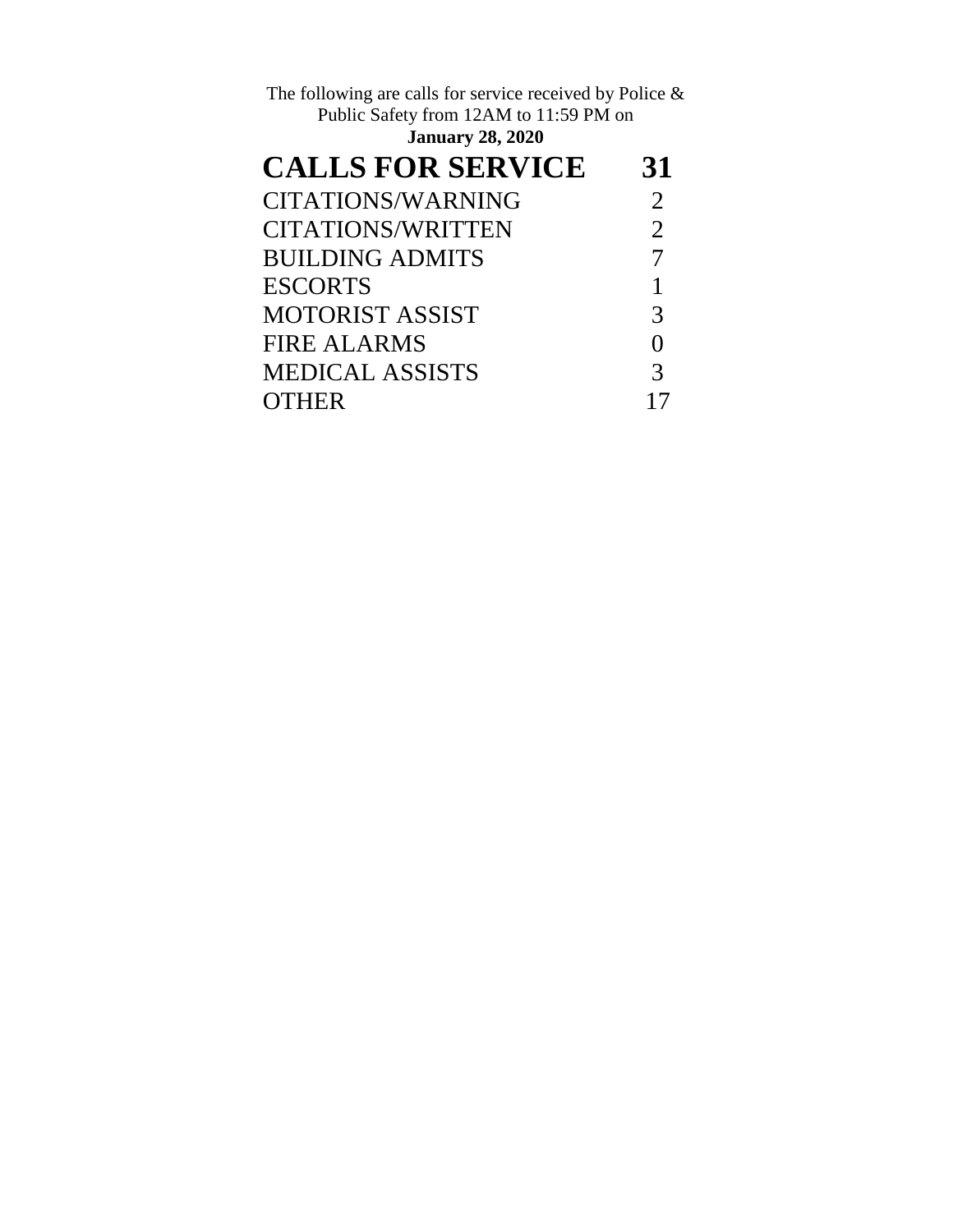The following are calls for service received by Police & Public Safety from 12AM to 11:59 PM on

**January 28, 2020**

| | |
|---|---|
| **CALLS FOR SERVICE** | **31** |
| CITATIONS/WARNING | 2 |
| CITATIONS/WRITTEN | 2 |
| BUILDING ADMITS | 7 |
| ESCORTS | 1 |
| MOTORIST ASSIST | 3 |
| FIRE ALARMS | 0 |
| MEDICAL ASSISTS | 3 |
| OTHER | 17 |